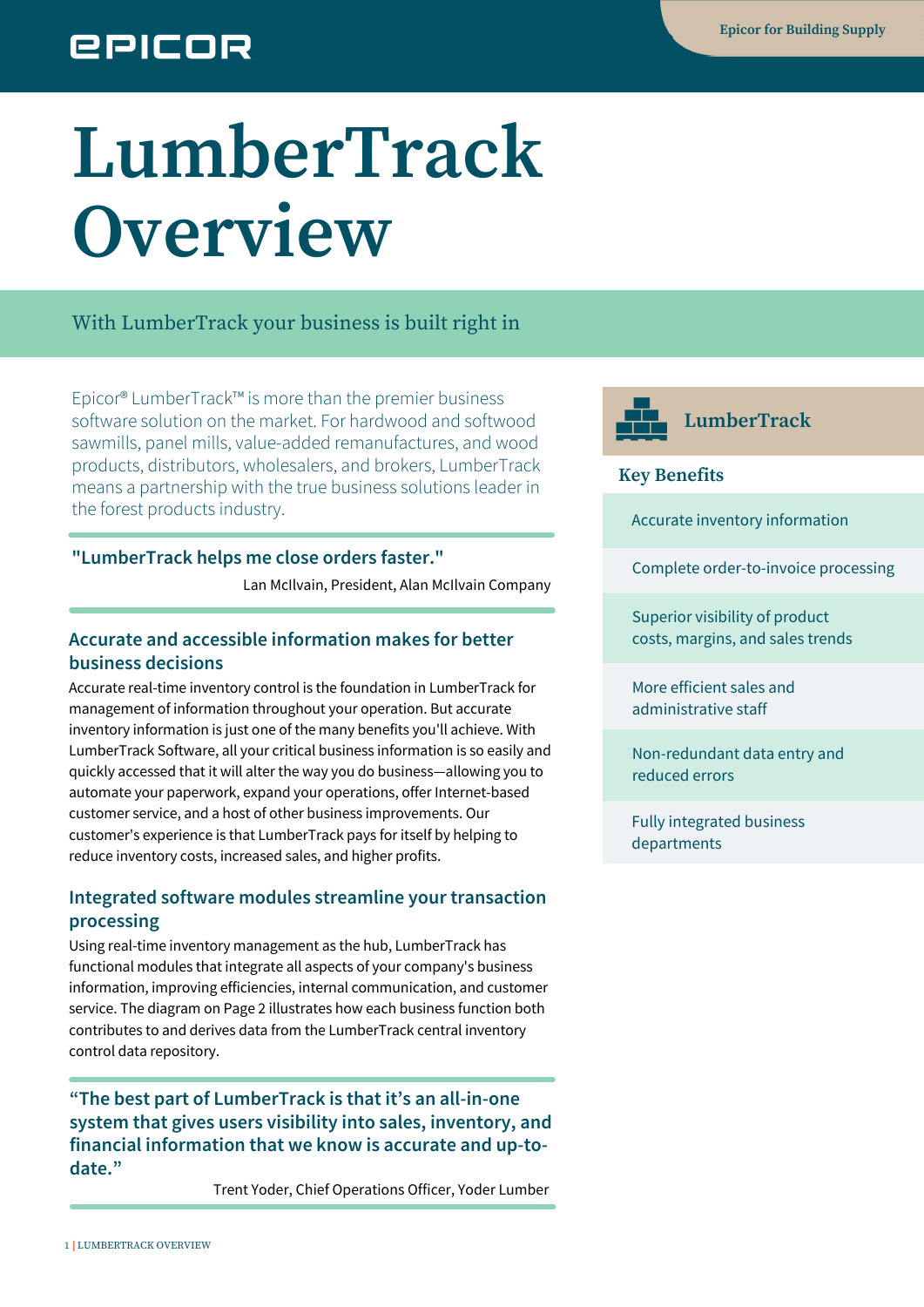# LumberTrack Overview

With LumberTrack your business is built right in

Epicor® LumberTrack™ is more than the premier business software solution on the market. For hardwood and softwood sawmills, panel mills, value-added remanufactures, and wood products, distributors, wholesalers, and brokers, LumberTrack means a partnership with the true business solutions leader in the forest products industry.

**"LumberTrack helps me close orders faster."**

Lan McIlvain, President, Alan McIlvain Company

## Accurate and accessible information makes for better business decisions

Accurate real-time inventory control is the foundation in LumberTrack for management of information throughout your operation. But accurate inventory information is just one of the many benefits you'll achieve. With LumberTrack Software, all your critical business information is so easily and quickly accessed that it will alter the way you do business—allowing you to automate your paperwork, expand your operations, offer Internet-based customer service, and a host of other business improvements. Our customer's experience is that LumberTrack pays for itself by helping to reduce inventory costs, increased sales, and higher profits.

## Integrated software modules streamline your transaction processing

Using real-time inventory management as the hub, LumberTrack has functional modules that integrate all aspects of your company's business information, improving efficiencies, internal communication, and customer service. The diagram on Page 2 illustrates how each business function both contributes to and derives data from the LumberTrack central inventory control data repository.

**"The best part of LumberTrack is that it's an all-in-one system that gives users visibility into sales, inventory, and financial information that we know is accurate and up-to-date."**

Trent Yoder, Chief Operations Officer, Yoder Lumber

## LumberTrack

### Key Benefits

- Accurate inventory information
- Complete order-to-invoice processing
- Superior visibility of product costs, margins, and sales trends
- More efficient sales and administrative staff
- Non-redundant data entry and reduced errors
- Fully integrated business departments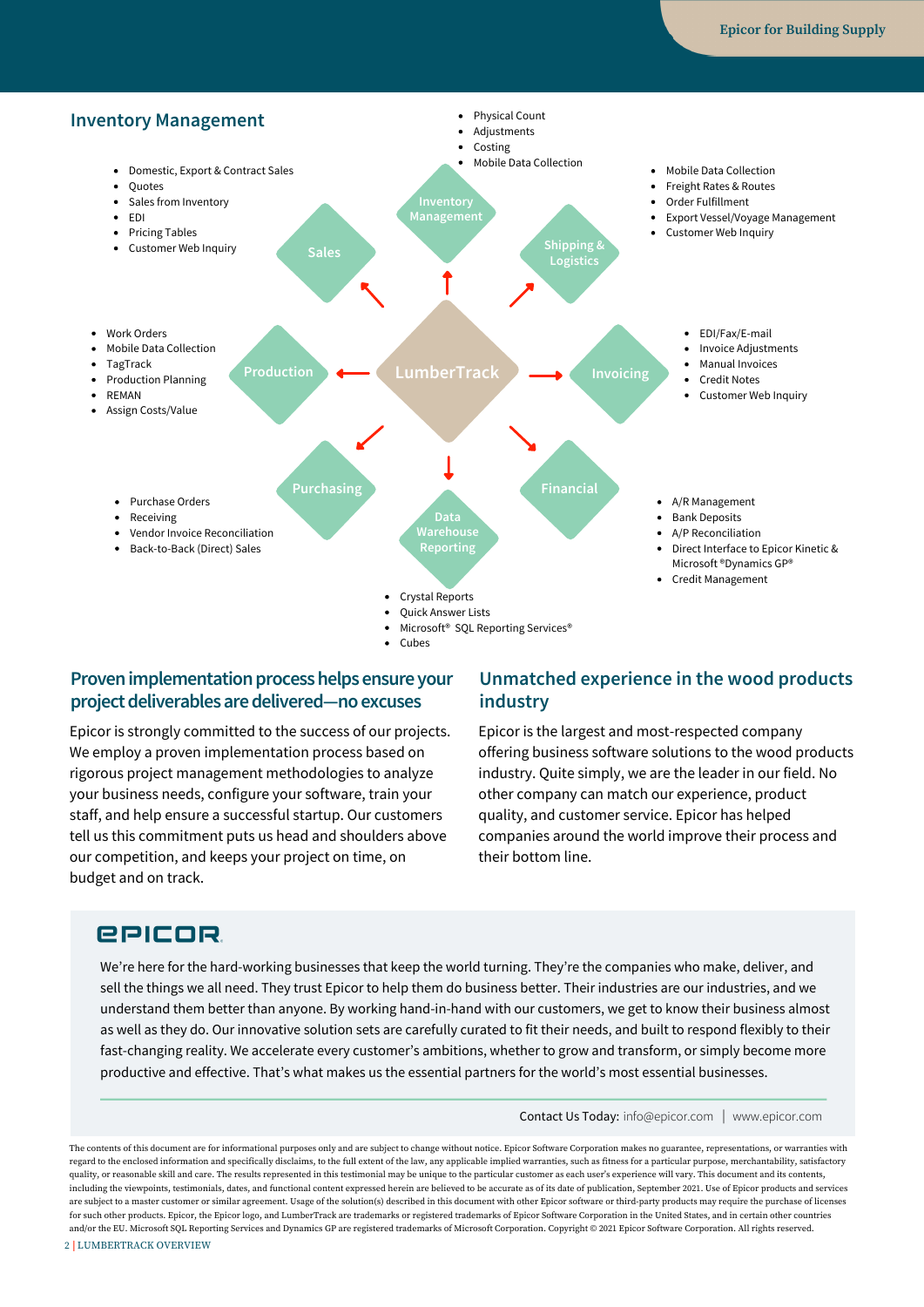## Inventory Management

LumberTrack

**Inventory Management**
- Physical Count
- Adjustments
- Costing
- Mobile Data Collection

**Sales**
- Domestic, Export & Contract Sales
- Quotes
- Sales from Inventory
- EDI
- Pricing Tables
- Customer Web Inquiry

**Shipping & Logistics**
- Mobile Data Collection
- Freight Rates & Routes
- Order Fulfillment
- Export Vessel/Voyage Management
- Customer Web Inquiry

**Production**
- Work Orders
- Mobile Data Collection
- TagTrack
- Production Planning
- REMAN
- Assign Costs/Value

**Invoicing**
- EDI/Fax/E-mail
- Invoice Adjustments
- Manual Invoices
- Credit Notes
- Customer Web Inquiry

**Purchasing**
- Purchase Orders
- Receiving
- Vendor Invoice Reconciliation
- Back-to-Back (Direct) Sales

**Data Warehouse Reporting**
- Crystal Reports
- Quick Answer Lists
- Microsoft® SQL Reporting Services®
- Cubes

**Financial**
- A/R Management
- Bank Deposits
- A/P Reconciliation
- Direct Interface to Epicor Kinetic & Microsoft ®Dynamics GP®
- Credit Management

## Proven implementation process helps ensure your project deliverables are delivered—no excuses

Epicor is strongly committed to the success of our projects. We employ a proven implementation process based on rigorous project management methodologies to analyze your business needs, configure your software, train your staff, and help ensure a successful startup. Our customers tell us this commitment puts us head and shoulders above our competition, and keeps your project on time, on budget and on track.

## Unmatched experience in the wood products industry

Epicor is the largest and most-respected company offering business software solutions to the wood products industry. Quite simply, we are the leader in our field. No other company can match our experience, product quality, and customer service. Epicor has helped companies around the world improve their process and their bottom line.

**EPICOR**

We're here for the hard-working businesses that keep the world turning. They're the companies who make, deliver, and sell the things we all need. They trust Epicor to help them do business better. Their industries are our industries, and we understand them better than anyone. By working hand-in-hand with our customers, we get to know their business almost as well as they do. Our innovative solution sets are carefully curated to fit their needs, and built to respond flexibly to their fast-changing reality. We accelerate every customer's ambitions, whether to grow and transform, or simply become more productive and effective. That's what makes us the essential partners for the world's most essential businesses.

Contact Us Today: info@epicor.com | www.epicor.com

The contents of this document are for informational purposes only and are subject to change without notice. Epicor Software Corporation makes no guarantee, representations, or warranties with regard to the enclosed information and specifically disclaims, to the full extent of the law, any applicable implied warranties, such as fitness for a particular purpose, merchantability, satisfactory quality, or reasonable skill and care. The results represented in this testimonial may be unique to the particular customer as each user's experience will vary. This document and its contents, including the viewpoints, testimonials, dates, and functional content expressed herein are believed to be accurate as of its date of publication, September 2021. Use of Epicor products and services are subject to a master customer or similar agreement. Usage of the solution(s) described in this document with other Epicor software or third-party products may require the purchase of licenses for such other products. Epicor, the Epicor logo, and LumberTrack are trademarks or registered trademarks of Epicor Software Corporation in the United States, and in certain other countries and/or the EU. Microsoft SQL Reporting Services and Dynamics GP are registered trademarks of Microsoft Corporation. Copyright © 2021 Epicor Software Corporation. All rights reserved.